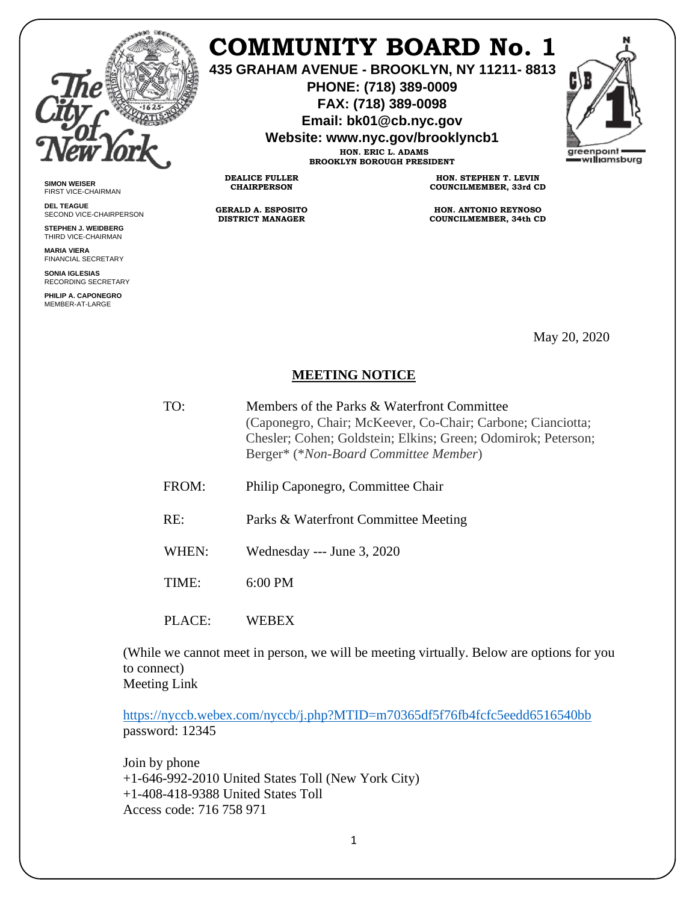# COMMUNITY BOARD No. 1

**435 GRAHAM AVENUE - BROOKLYN, NY 11211- 8813**

**PHONE: (718) 389-0009**

**FAX: (718) 389-0098**

**Email: bk01@cb.nyc.gov**

**Website: www.nyc.gov/brooklyncb1**

**HON. ERIC L. ADAMS**
**BROOKLYN BOROUGH PRESIDENT**

**DEALICE FULLER**
**CHAIRPERSON**

**GERALD A. ESPOSITO**
**DISTRICT MANAGER**

**HON. STEPHEN T. LEVIN**
**COUNCILMEMBER, 33rd CD**

**HON. ANTONIO REYNOSO**
**COUNCILMEMBER, 34th CD**

**SIMON WEISER**
FIRST VICE-CHAIRMAN

**DEL TEAGUE**
SECOND VICE-CHAIRPERSON

**STEPHEN J. WEIDBERG**
THIRD VICE-CHAIRMAN

**MARIA VIERA**
FINANCIAL SECRETARY

**SONIA IGLESIAS**
RECORDING SECRETARY

**PHILIP A. CAPONEGRO**
MEMBER-AT-LARGE

May 20, 2020

## MEETING NOTICE

TO: Members of the Parks & Waterfront Committee
(Caponegro, Chair; McKeever, Co-Chair; Carbone; Cianciotta; Chesler; Cohen; Goldstein; Elkins; Green; Odomirok; Peterson; Berger* (**Non-Board Committee Member*)

FROM: Philip Caponegro, Committee Chair

RE: Parks & Waterfront Committee Meeting

WHEN: Wednesday --- June 3, 2020

TIME: 6:00 PM

PLACE: WEBEX

(While we cannot meet in person, we will be meeting virtually. Below are options for you to connect)
Meeting Link

https://nyccb.webex.com/nyccb/j.php?MTID=m70365df5f76fb4fcfc5eedd6516540bb
password: 12345

Join by phone
+1-646-992-2010 United States Toll (New York City)
+1-408-418-9388 United States Toll
Access code: 716 758 971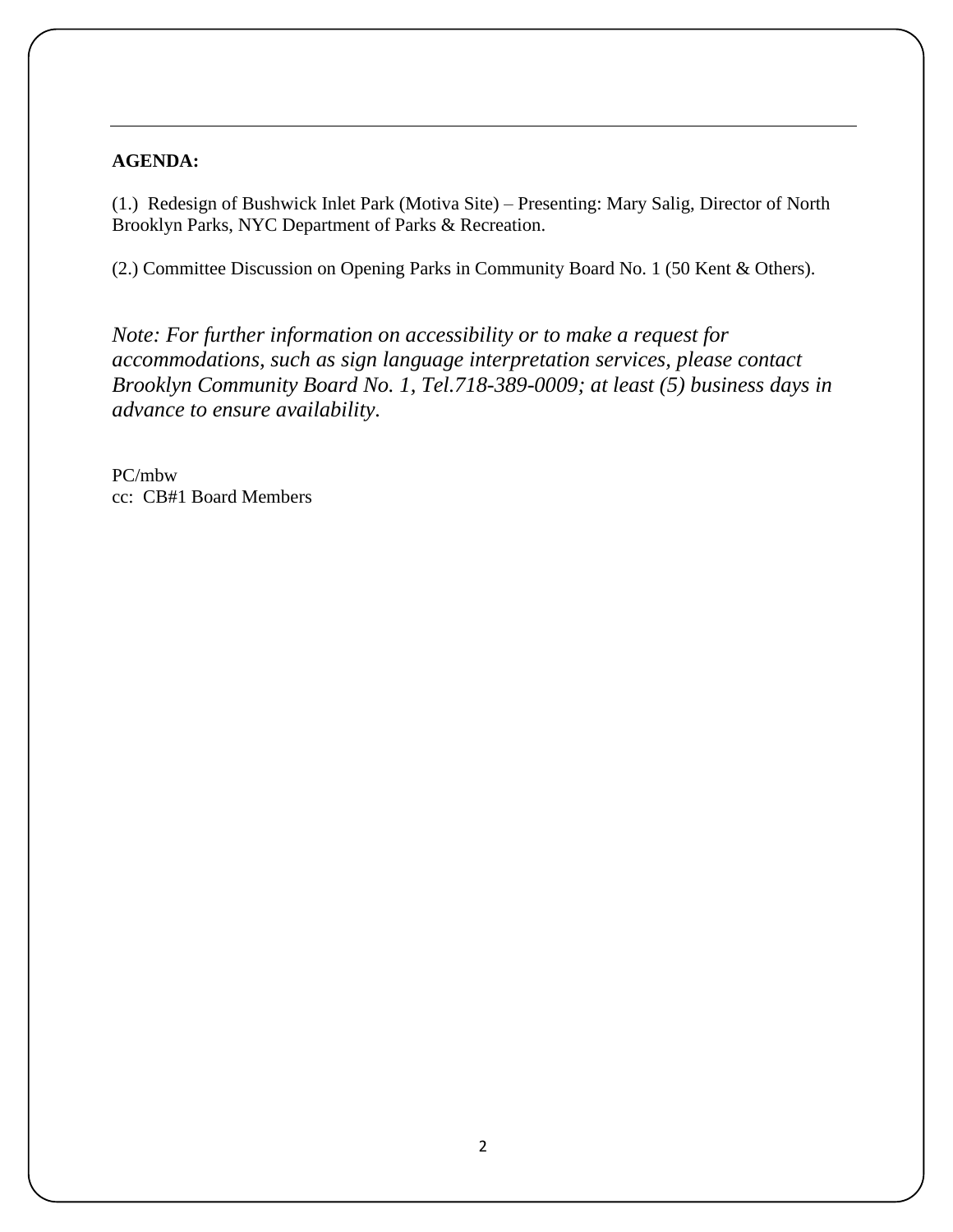**AGENDA:**

(1.) Redesign of Bushwick Inlet Park (Motiva Site) – Presenting: Mary Salig, Director of North Brooklyn Parks, NYC Department of Parks & Recreation.

(2.) Committee Discussion on Opening Parks in Community Board No. 1 (50 Kent & Others).

*Note: For further information on accessibility or to make a request for accommodations, such as sign language interpretation services, please contact Brooklyn Community Board No. 1, Tel.718-389-0009; at least (5) business days in advance to ensure availability.*

PC/mbw
cc: CB#1 Board Members